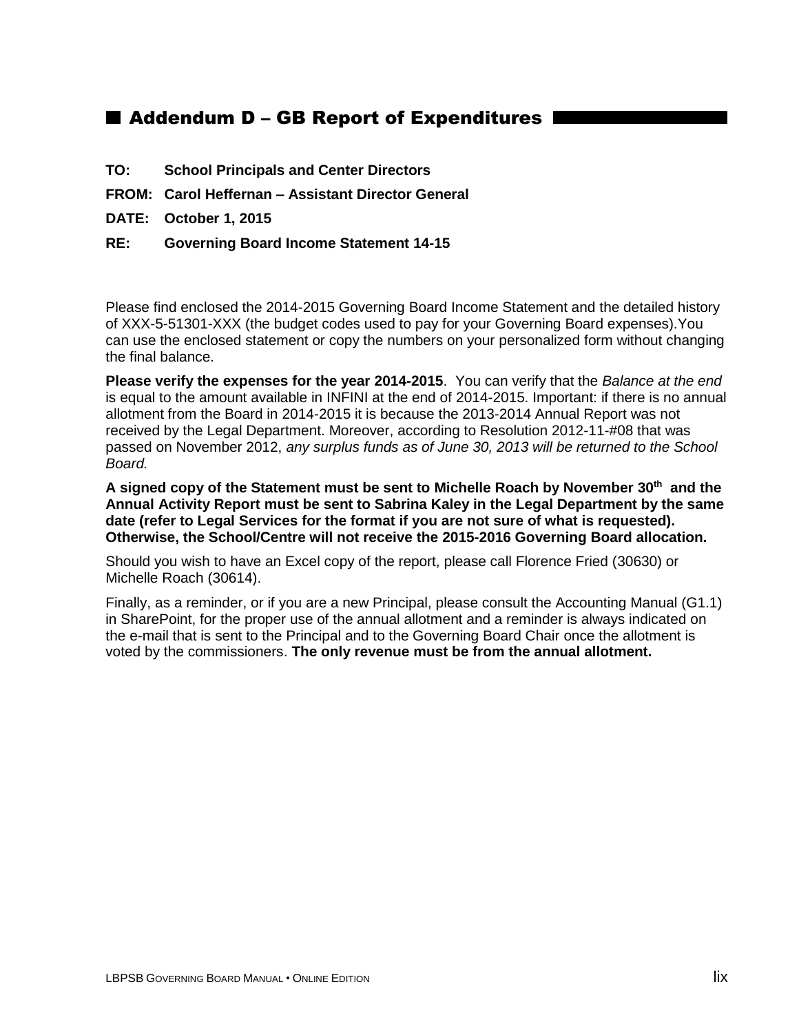## Addendum D – GB Report of Expenditures

**TO:** **School Principals and Center Directors**

**FROM:** **Carol Heffernan – Assistant Director General**

**DATE:** **October 1, 2015**

**RE:** **Governing Board Income Statement 14-15**

Please find enclosed the 2014-2015 Governing Board Income Statement and the detailed history of XXX-5-51301-XXX (the budget codes used to pay for your Governing Board expenses).You can use the enclosed statement or copy the numbers on your personalized form without changing the final balance.

**Please verify the expenses for the year 2014-2015**. You can verify that the *Balance at the end* is equal to the amount available in INFINI at the end of 2014-2015. Important: if there is no annual allotment from the Board in 2014-2015 it is because the 2013-2014 Annual Report was not received by the Legal Department. Moreover, according to Resolution 2012-11-#08 that was passed on November 2012, *any surplus funds as of June 30, 2013 will be returned to the School Board.*

**A signed copy of the Statement must be sent to Michelle Roach by November 30th and the Annual Activity Report must be sent to Sabrina Kaley in the Legal Department by the same date (refer to Legal Services for the format if you are not sure of what is requested). Otherwise, the School/Centre will not receive the 2015-2016 Governing Board allocation.**

Should you wish to have an Excel copy of the report, please call Florence Fried (30630) or Michelle Roach (30614).

Finally, as a reminder, or if you are a new Principal, please consult the Accounting Manual (G1.1) in SharePoint, for the proper use of the annual allotment and a reminder is always indicated on the e-mail that is sent to the Principal and to the Governing Board Chair once the allotment is voted by the commissioners. **The only revenue must be from the annual allotment.**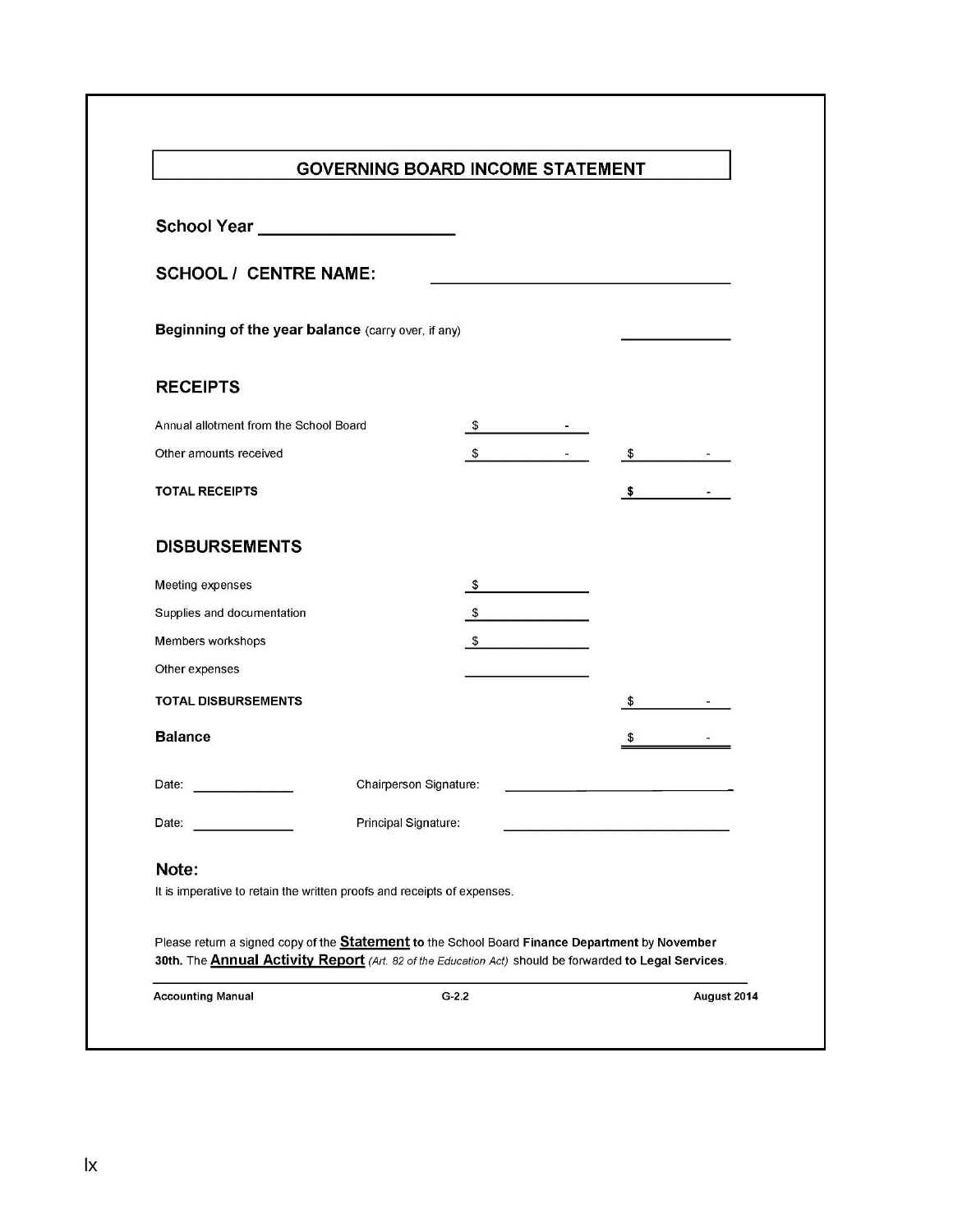# GOVERNING BOARD INCOME STATEMENT

**School Year** ____________________

**SCHOOL / CENTRE NAME:** ______________________________

**Beginning of the year balance** (carry over, if any) ____________

## RECEIPTS

| | | |
|---|---|---|
| Annual allotment from the School Board | $ - | |
| Other amounts received | $ - | $ - |
| **TOTAL RECEIPTS** | | **$ -** |

## DISBURSEMENTS

| | | |
|---|---|---|
| Meeting expenses | $ | |
| Supplies and documentation | $ | |
| Members workshops | $ | |
| Other expenses | | |
| **TOTAL DISBURSEMENTS** | | $ - |
| **Balance** | | $ - |

Date: ____________ Chairperson Signature: ______________________________

Date: ____________ Principal Signature: ______________________________

**Note:**

It is imperative to retain the written proofs and receipts of expenses.

Please return a signed copy of the **Statement** to the School Board **Finance Department** by **November 30th.** The **Annual Activity Report** *(Art. 82 of the Education Act)* should be forwarded **to Legal Services**.

**Accounting Manual** G-2.2 **August 2014**